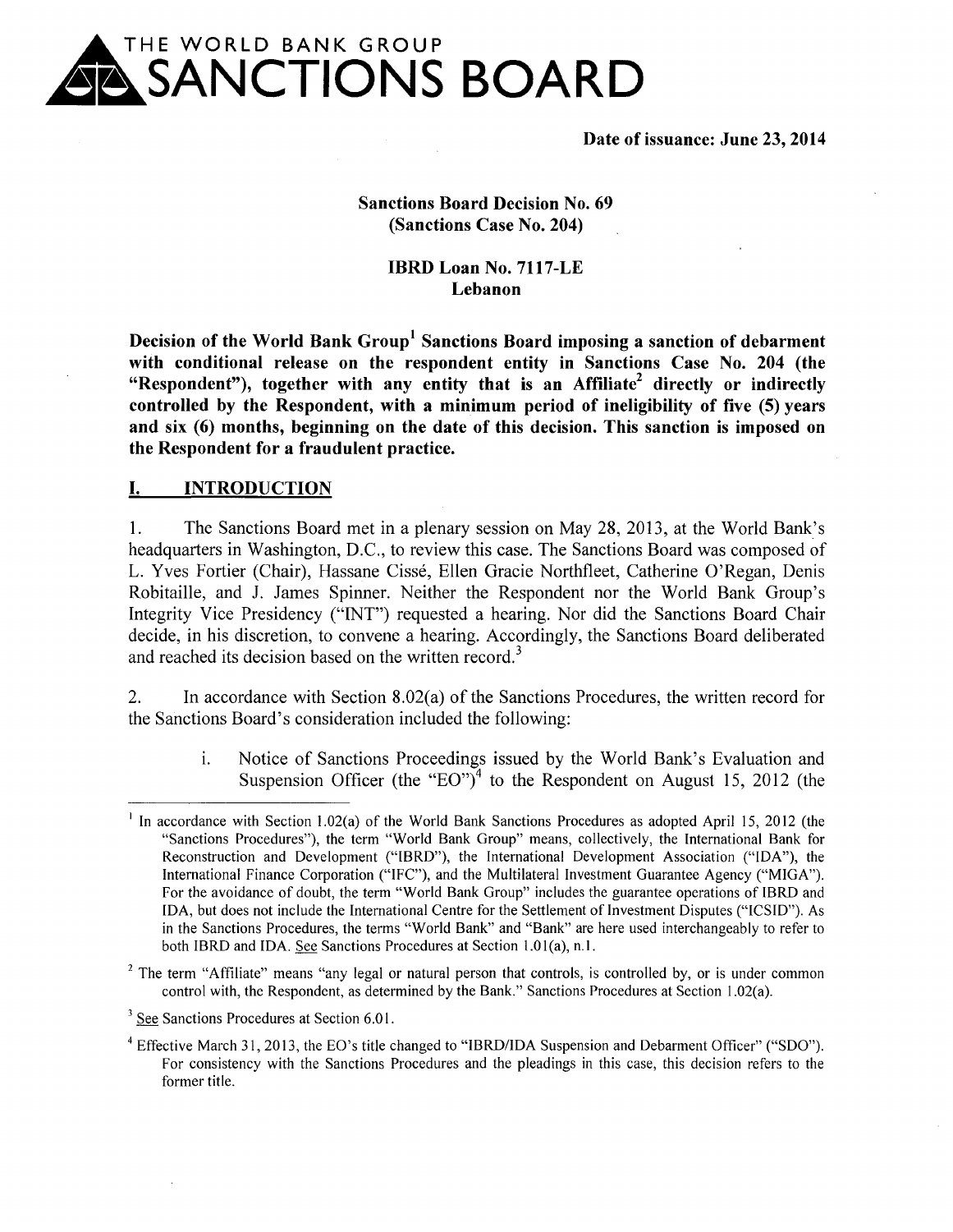# THE WORLD BANK GROUP SANCTIONS BOARD

**Date of issuance: June 23, 2014**

**Sanctions Board Decision No. 69**
**(Sanctions Case No. 204)**

**IBRD Loan No. 7117-LE**
**Lebanon**

**Decision of the World Bank Group[1] Sanctions Board imposing a sanction of debarment with conditional release on the respondent entity in Sanctions Case No. 204 (the "Respondent"), together with any entity that is an Affiliate[2] directly or indirectly controlled by the Respondent, with a minimum period of ineligibility of five (5) years and six (6) months, beginning on the date of this decision. This sanction is imposed on the Respondent for a fraudulent practice.**

## I. INTRODUCTION

1. The Sanctions Board met in a plenary session on May 28, 2013, at the World Bank's headquarters in Washington, D.C., to review this case. The Sanctions Board was composed of L. Yves Fortier (Chair), Hassane Cissé, Ellen Gracie Northfleet, Catherine O'Regan, Denis Robitaille, and J. James Spinner. Neither the Respondent nor the World Bank Group's Integrity Vice Presidency ("INT") requested a hearing. Nor did the Sanctions Board Chair decide, in his discretion, to convene a hearing. Accordingly, the Sanctions Board deliberated and reached its decision based on the written record.[3]

2. In accordance with Section 8.02(a) of the Sanctions Procedures, the written record for the Sanctions Board's consideration included the following:

   i. Notice of Sanctions Proceedings issued by the World Bank's Evaluation and Suspension Officer (the "EO")[4] to the Respondent on August 15, 2012 (the

---

[1] In accordance with Section 1.02(a) of the World Bank Sanctions Procedures as adopted April 15, 2012 (the "Sanctions Procedures"), the term "World Bank Group" means, collectively, the International Bank for Reconstruction and Development ("IBRD"), the International Development Association ("IDA"), the International Finance Corporation ("IFC"), and the Multilateral Investment Guarantee Agency ("MIGA"). For the avoidance of doubt, the term "World Bank Group" includes the guarantee operations of IBRD and IDA, but does not include the International Centre for the Settlement of Investment Disputes ("ICSID"). As in the Sanctions Procedures, the terms "World Bank" and "Bank" are here used interchangeably to refer to both IBRD and IDA. See Sanctions Procedures at Section 1.01(a), n.1.

[2] The term "Affiliate" means "any legal or natural person that controls, is controlled by, or is under common control with, the Respondent, as determined by the Bank." Sanctions Procedures at Section 1.02(a).

[3] See Sanctions Procedures at Section 6.01.

[4] Effective March 31, 2013, the EO's title changed to "IBRD/IDA Suspension and Debarment Officer" ("SDO"). For consistency with the Sanctions Procedures and the pleadings in this case, this decision refers to the former title.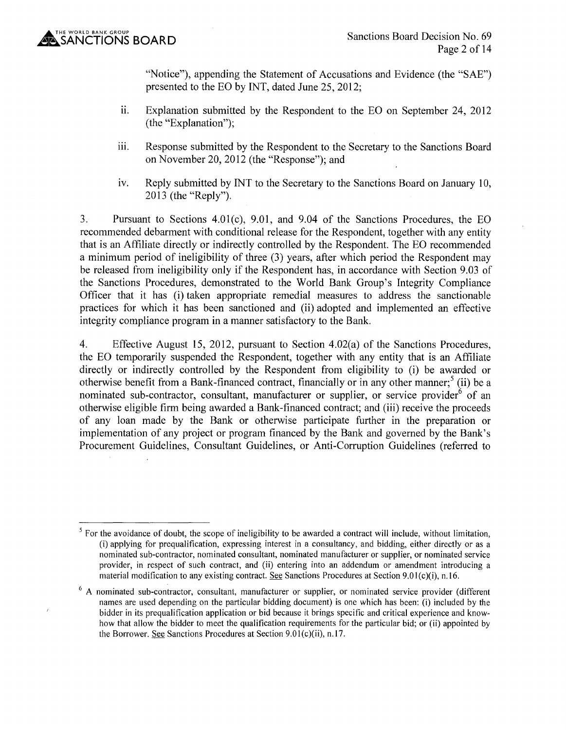"Notice"), appending the Statement of Accusations and Evidence (the "SAE") presented to the EO by INT, dated June 25, 2012;

ii. Explanation submitted by the Respondent to the EO on September 24, 2012 (the "Explanation");

iii. Response submitted by the Respondent to the Secretary to the Sanctions Board on November 20, 2012 (the "Response"); and

iv. Reply submitted by INT to the Secretary to the Sanctions Board on January 10, 2013 (the "Reply").

3. Pursuant to Sections 4.01(c), 9.01, and 9.04 of the Sanctions Procedures, the EO recommended debarment with conditional release for the Respondent, together with any entity that is an Affiliate directly or indirectly controlled by the Respondent. The EO recommended a minimum period of ineligibility of three (3) years, after which period the Respondent may be released from ineligibility only if the Respondent has, in accordance with Section 9.03 of the Sanctions Procedures, demonstrated to the World Bank Group's Integrity Compliance Officer that it has (i) taken appropriate remedial measures to address the sanctionable practices for which it has been sanctioned and (ii) adopted and implemented an effective integrity compliance program in a manner satisfactory to the Bank.

4. Effective August 15, 2012, pursuant to Section 4.02(a) of the Sanctions Procedures, the EO temporarily suspended the Respondent, together with any entity that is an Affiliate directly or indirectly controlled by the Respondent from eligibility to (i) be awarded or otherwise benefit from a Bank-financed contract, financially or in any other manner;[5] (ii) be a nominated sub-contractor, consultant, manufacturer or supplier, or service provider[6] of an otherwise eligible firm being awarded a Bank-financed contract; and (iii) receive the proceeds of any loan made by the Bank or otherwise participate further in the preparation or implementation of any project or program financed by the Bank and governed by the Bank's Procurement Guidelines, Consultant Guidelines, or Anti-Corruption Guidelines (referred to

---

[5] For the avoidance of doubt, the scope of ineligibility to be awarded a contract will include, without limitation, (i) applying for prequalification, expressing interest in a consultancy, and bidding, either directly or as a nominated sub-contractor, nominated consultant, nominated manufacturer or supplier, or nominated service provider, in respect of such contract, and (ii) entering into an addendum or amendment introducing a material modification to any existing contract. See Sanctions Procedures at Section 9.01(c)(i), n.16.

[6] A nominated sub-contractor, consultant, manufacturer or supplier, or nominated service provider (different names are used depending on the particular bidding document) is one which has been: (i) included by the bidder in its prequalification application or bid because it brings specific and critical experience and know-how that allow the bidder to meet the qualification requirements for the particular bid; or (ii) appointed by the Borrower. See Sanctions Procedures at Section 9.01(c)(ii), n.17.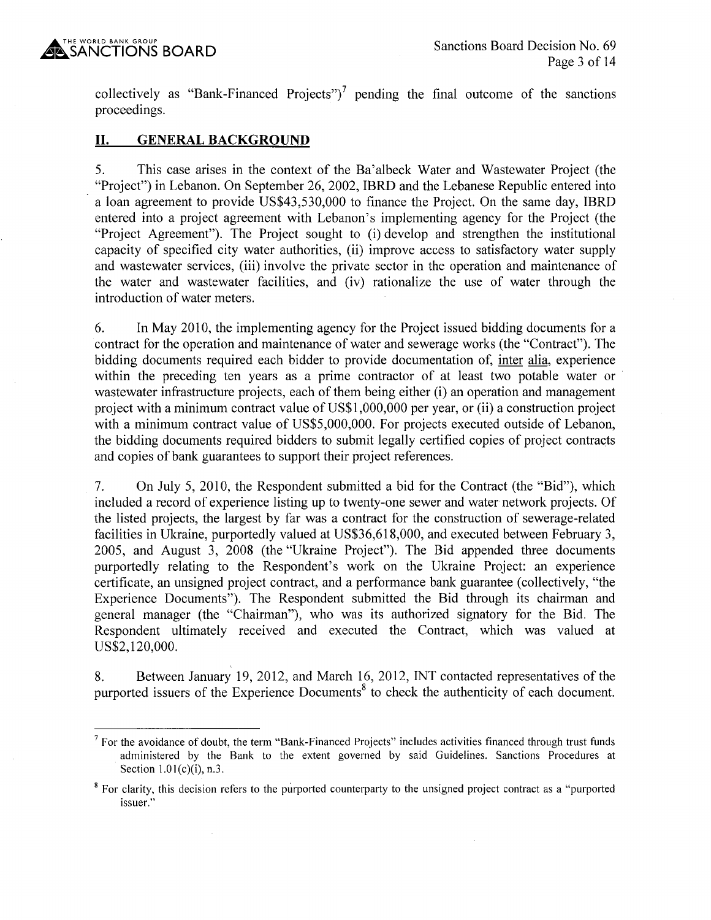collectively as "Bank-Financed Projects")[7] pending the final outcome of the sanctions proceedings.

## II. GENERAL BACKGROUND

5. This case arises in the context of the Ba'albeck Water and Wastewater Project (the "Project") in Lebanon. On September 26, 2002, IBRD and the Lebanese Republic entered into a loan agreement to provide US$43,530,000 to finance the Project. On the same day, IBRD entered into a project agreement with Lebanon's implementing agency for the Project (the "Project Agreement"). The Project sought to (i) develop and strengthen the institutional capacity of specified city water authorities, (ii) improve access to satisfactory water supply and wastewater services, (iii) involve the private sector in the operation and maintenance of the water and wastewater facilities, and (iv) rationalize the use of water through the introduction of water meters.

6. In May 2010, the implementing agency for the Project issued bidding documents for a contract for the operation and maintenance of water and sewerage works (the "Contract"). The bidding documents required each bidder to provide documentation of, inter alia, experience within the preceding ten years as a prime contractor of at least two potable water or wastewater infrastructure projects, each of them being either (i) an operation and management project with a minimum contract value of US$1,000,000 per year, or (ii) a construction project with a minimum contract value of US$5,000,000. For projects executed outside of Lebanon, the bidding documents required bidders to submit legally certified copies of project contracts and copies of bank guarantees to support their project references.

7. On July 5, 2010, the Respondent submitted a bid for the Contract (the "Bid"), which included a record of experience listing up to twenty-one sewer and water network projects. Of the listed projects, the largest by far was a contract for the construction of sewerage-related facilities in Ukraine, purportedly valued at US$36,618,000, and executed between February 3, 2005, and August 3, 2008 (the "Ukraine Project"). The Bid appended three documents purportedly relating to the Respondent's work on the Ukraine Project: an experience certificate, an unsigned project contract, and a performance bank guarantee (collectively, "the Experience Documents"). The Respondent submitted the Bid through its chairman and general manager (the "Chairman"), who was its authorized signatory for the Bid. The Respondent ultimately received and executed the Contract, which was valued at US$2,120,000.

8. Between January 19, 2012, and March 16, 2012, INT contacted representatives of the purported issuers of the Experience Documents[8] to check the authenticity of each document.

[7] For the avoidance of doubt, the term "Bank-Financed Projects" includes activities financed through trust funds administered by the Bank to the extent governed by said Guidelines. Sanctions Procedures at Section 1.01(c)(i), n.3.

[8] For clarity, this decision refers to the purported counterparty to the unsigned project contract as a "purported issuer."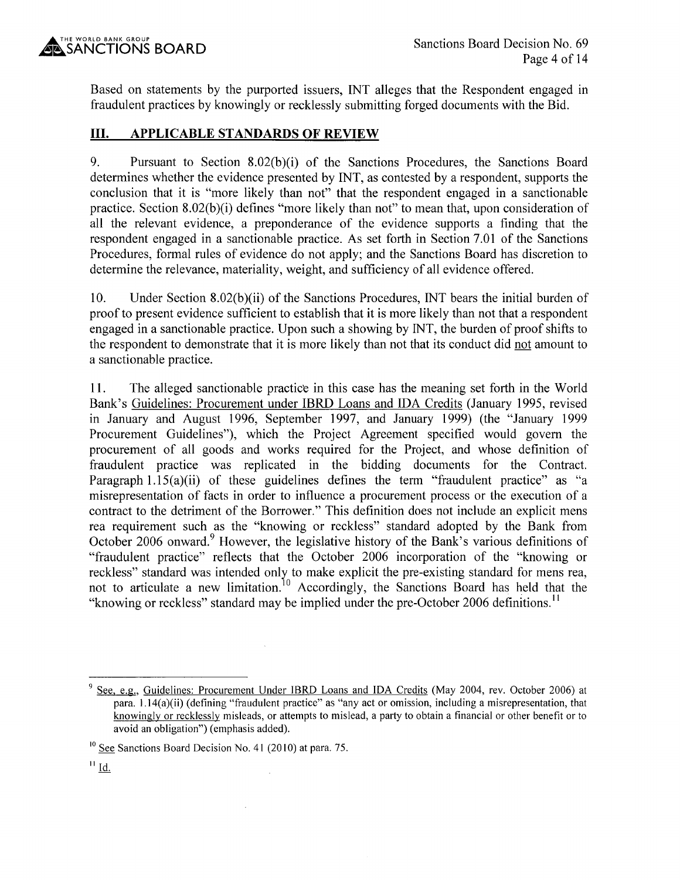Based on statements by the purported issuers, INT alleges that the Respondent engaged in fraudulent practices by knowingly or recklessly submitting forged documents with the Bid.

## III. APPLICABLE STANDARDS OF REVIEW

9. Pursuant to Section 8.02(b)(i) of the Sanctions Procedures, the Sanctions Board determines whether the evidence presented by INT, as contested by a respondent, supports the conclusion that it is "more likely than not" that the respondent engaged in a sanctionable practice. Section 8.02(b)(i) defines "more likely than not" to mean that, upon consideration of all the relevant evidence, a preponderance of the evidence supports a finding that the respondent engaged in a sanctionable practice. As set forth in Section 7.01 of the Sanctions Procedures, formal rules of evidence do not apply; and the Sanctions Board has discretion to determine the relevance, materiality, weight, and sufficiency of all evidence offered.

10. Under Section 8.02(b)(ii) of the Sanctions Procedures, INT bears the initial burden of proof to present evidence sufficient to establish that it is more likely than not that a respondent engaged in a sanctionable practice. Upon such a showing by INT, the burden of proof shifts to the respondent to demonstrate that it is more likely than not that its conduct did not amount to a sanctionable practice.

11. The alleged sanctionable practice in this case has the meaning set forth in the World Bank's Guidelines: Procurement under IBRD Loans and IDA Credits (January 1995, revised in January and August 1996, September 1997, and January 1999) (the "January 1999 Procurement Guidelines"), which the Project Agreement specified would govern the procurement of all goods and works required for the Project, and whose definition of fraudulent practice was replicated in the bidding documents for the Contract. Paragraph 1.15(a)(ii) of these guidelines defines the term "fraudulent practice" as "a misrepresentation of facts in order to influence a procurement process or the execution of a contract to the detriment of the Borrower." This definition does not include an explicit mens rea requirement such as the "knowing or reckless" standard adopted by the Bank from October 2006 onward.[9] However, the legislative history of the Bank's various definitions of "fraudulent practice" reflects that the October 2006 incorporation of the "knowing or reckless" standard was intended only to make explicit the pre-existing standard for mens rea, not to articulate a new limitation.[10] Accordingly, the Sanctions Board has held that the "knowing or reckless" standard may be implied under the pre-October 2006 definitions.[11]

---

[9] See, e.g., Guidelines: Procurement Under IBRD Loans and IDA Credits (May 2004, rev. October 2006) at para. 1.14(a)(ii) (defining "fraudulent practice" as "any act or omission, including a misrepresentation, that knowingly or recklessly misleads, or attempts to mislead, a party to obtain a financial or other benefit or to avoid an obligation") (emphasis added).

[10] See Sanctions Board Decision No. 41 (2010) at para. 75.

[11] Id.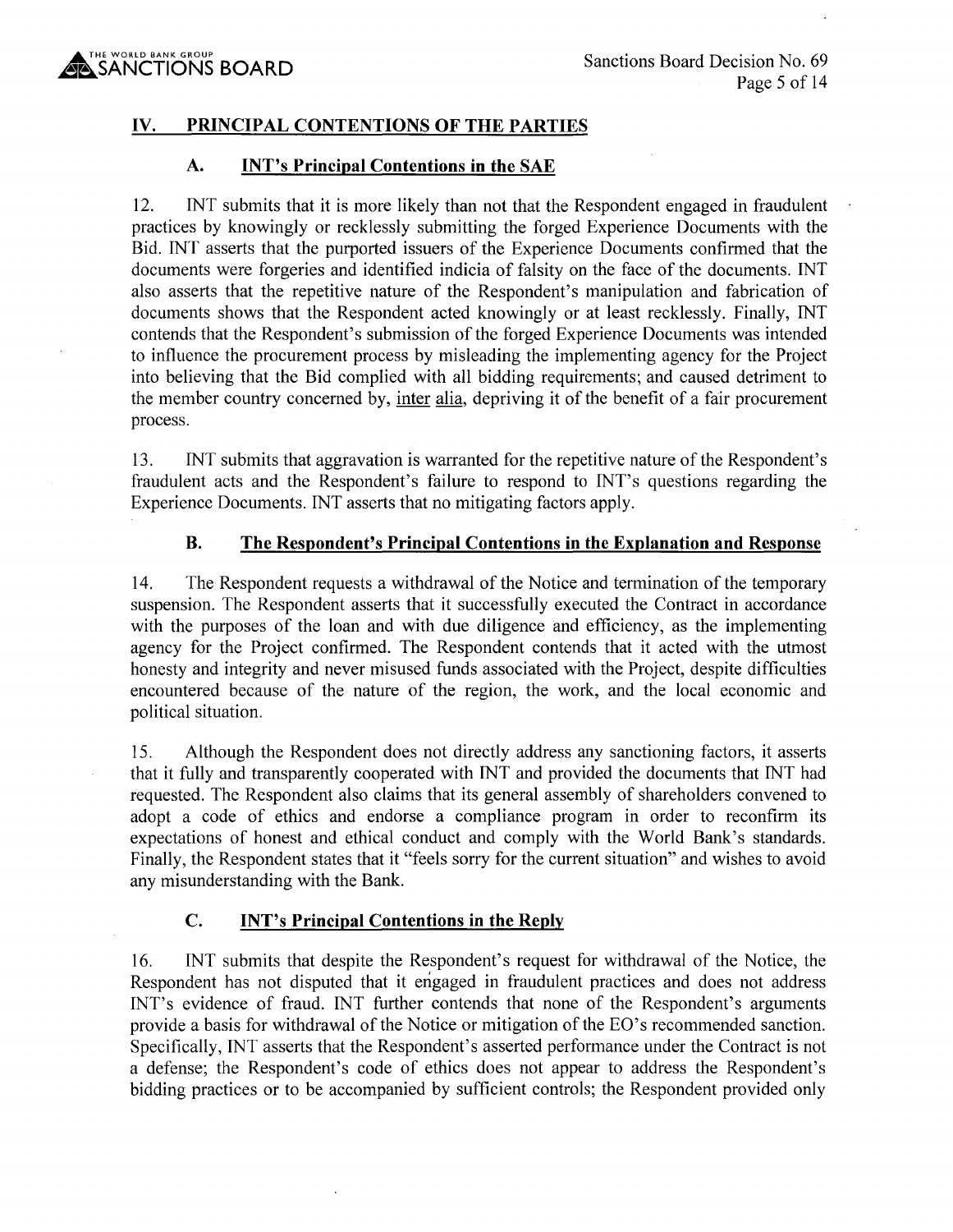## IV. PRINCIPAL CONTENTIONS OF THE PARTIES

### A. INT's Principal Contentions in the SAE

12. INT submits that it is more likely than not that the Respondent engaged in fraudulent practices by knowingly or recklessly submitting the forged Experience Documents with the Bid. INT asserts that the purported issuers of the Experience Documents confirmed that the documents were forgeries and identified indicia of falsity on the face of the documents. INT also asserts that the repetitive nature of the Respondent's manipulation and fabrication of documents shows that the Respondent acted knowingly or at least recklessly. Finally, INT contends that the Respondent's submission of the forged Experience Documents was intended to influence the procurement process by misleading the implementing agency for the Project into believing that the Bid complied with all bidding requirements; and caused detriment to the member country concerned by, inter alia, depriving it of the benefit of a fair procurement process.

13. INT submits that aggravation is warranted for the repetitive nature of the Respondent's fraudulent acts and the Respondent's failure to respond to INT's questions regarding the Experience Documents. INT asserts that no mitigating factors apply.

### B. The Respondent's Principal Contentions in the Explanation and Response

14. The Respondent requests a withdrawal of the Notice and termination of the temporary suspension. The Respondent asserts that it successfully executed the Contract in accordance with the purposes of the loan and with due diligence and efficiency, as the implementing agency for the Project confirmed. The Respondent contends that it acted with the utmost honesty and integrity and never misused funds associated with the Project, despite difficulties encountered because of the nature of the region, the work, and the local economic and political situation.

15. Although the Respondent does not directly address any sanctioning factors, it asserts that it fully and transparently cooperated with INT and provided the documents that INT had requested. The Respondent also claims that its general assembly of shareholders convened to adopt a code of ethics and endorse a compliance program in order to reconfirm its expectations of honest and ethical conduct and comply with the World Bank's standards. Finally, the Respondent states that it "feels sorry for the current situation" and wishes to avoid any misunderstanding with the Bank.

### C. INT's Principal Contentions in the Reply

16. INT submits that despite the Respondent's request for withdrawal of the Notice, the Respondent has not disputed that it engaged in fraudulent practices and does not address INT's evidence of fraud. INT further contends that none of the Respondent's arguments provide a basis for withdrawal of the Notice or mitigation of the EO's recommended sanction. Specifically, INT asserts that the Respondent's asserted performance under the Contract is not a defense; the Respondent's code of ethics does not appear to address the Respondent's bidding practices or to be accompanied by sufficient controls; the Respondent provided only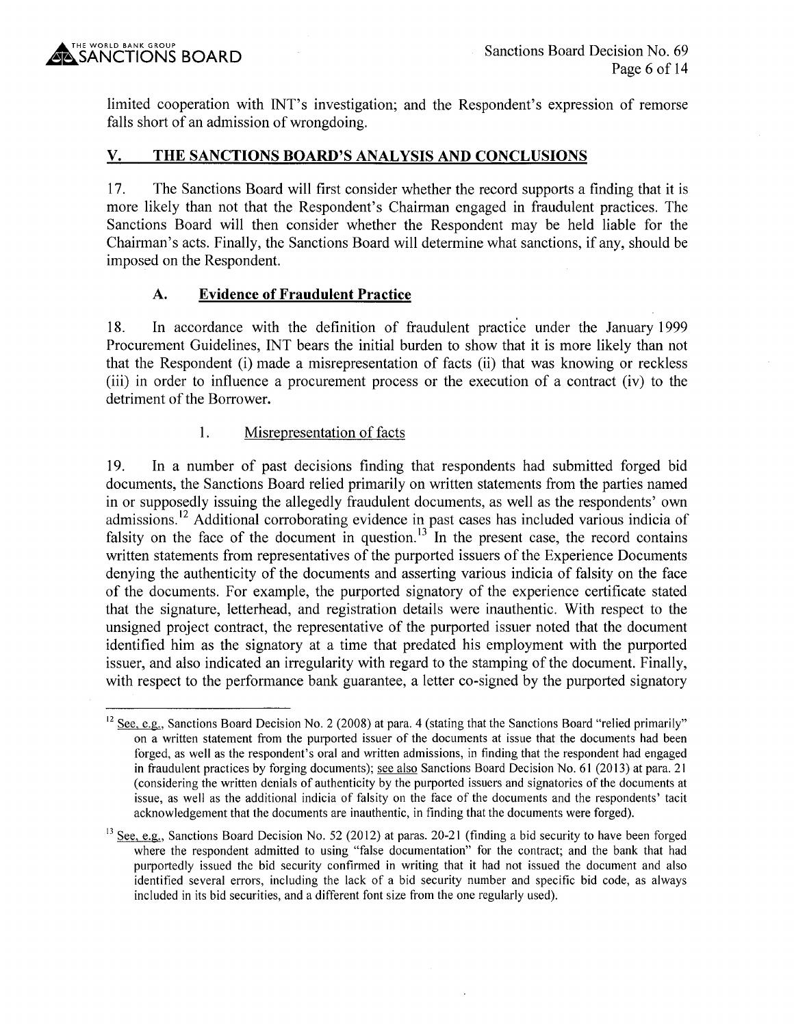limited cooperation with INT's investigation; and the Respondent's expression of remorse falls short of an admission of wrongdoing.

## V. THE SANCTIONS BOARD'S ANALYSIS AND CONCLUSIONS

17. The Sanctions Board will first consider whether the record supports a finding that it is more likely than not that the Respondent's Chairman engaged in fraudulent practices. The Sanctions Board will then consider whether the Respondent may be held liable for the Chairman's acts. Finally, the Sanctions Board will determine what sanctions, if any, should be imposed on the Respondent.

### A. Evidence of Fraudulent Practice

18. In accordance with the definition of fraudulent practice under the January 1999 Procurement Guidelines, INT bears the initial burden to show that it is more likely than not that the Respondent (i) made a misrepresentation of facts (ii) that was knowing or reckless (iii) in order to influence a procurement process or the execution of a contract (iv) to the detriment of the Borrower.

#### 1. Misrepresentation of facts

19. In a number of past decisions finding that respondents had submitted forged bid documents, the Sanctions Board relied primarily on written statements from the parties named in or supposedly issuing the allegedly fraudulent documents, as well as the respondents' own admissions.[12] Additional corroborating evidence in past cases has included various indicia of falsity on the face of the document in question.[13] In the present case, the record contains written statements from representatives of the purported issuers of the Experience Documents denying the authenticity of the documents and asserting various indicia of falsity on the face of the documents. For example, the purported signatory of the experience certificate stated that the signature, letterhead, and registration details were inauthentic. With respect to the unsigned project contract, the representative of the purported issuer noted that the document identified him as the signatory at a time that predated his employment with the purported issuer, and also indicated an irregularity with regard to the stamping of the document. Finally, with respect to the performance bank guarantee, a letter co-signed by the purported signatory

---

[12] See, e.g., Sanctions Board Decision No. 2 (2008) at para. 4 (stating that the Sanctions Board "relied primarily" on a written statement from the purported issuer of the documents at issue that the documents had been forged, as well as the respondent's oral and written admissions, in finding that the respondent had engaged in fraudulent practices by forging documents); see also Sanctions Board Decision No. 61 (2013) at para. 21 (considering the written denials of authenticity by the purported issuers and signatories of the documents at issue, as well as the additional indicia of falsity on the face of the documents and the respondents' tacit acknowledgement that the documents are inauthentic, in finding that the documents were forged).

[13] See, e.g., Sanctions Board Decision No. 52 (2012) at paras. 20-21 (finding a bid security to have been forged where the respondent admitted to using "false documentation" for the contract; and the bank that had purportedly issued the bid security confirmed in writing that it had not issued the document and also identified several errors, including the lack of a bid security number and specific bid code, as always included in its bid securities, and a different font size from the one regularly used).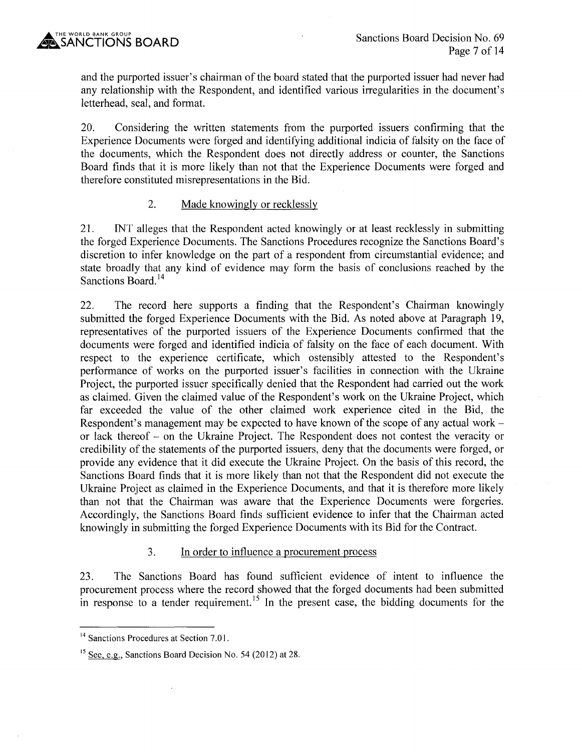and the purported issuer's chairman of the board stated that the purported issuer had never had any relationship with the Respondent, and identified various irregularities in the document's letterhead, seal, and format.

20. Considering the written statements from the purported issuers confirming that the Experience Documents were forged and identifying additional indicia of falsity on the face of the documents, which the Respondent does not directly address or counter, the Sanctions Board finds that it is more likely than not that the Experience Documents were forged and therefore constituted misrepresentations in the Bid.

### 2. Made knowingly or recklessly

21. INT alleges that the Respondent acted knowingly or at least recklessly in submitting the forged Experience Documents. The Sanctions Procedures recognize the Sanctions Board's discretion to infer knowledge on the part of a respondent from circumstantial evidence; and state broadly that any kind of evidence may form the basis of conclusions reached by the Sanctions Board.[14]

22. The record here supports a finding that the Respondent's Chairman knowingly submitted the forged Experience Documents with the Bid. As noted above at Paragraph 19, representatives of the purported issuers of the Experience Documents confirmed that the documents were forged and identified indicia of falsity on the face of each document. With respect to the experience certificate, which ostensibly attested to the Respondent's performance of works on the purported issuer's facilities in connection with the Ukraine Project, the purported issuer specifically denied that the Respondent had carried out the work as claimed. Given the claimed value of the Respondent's work on the Ukraine Project, which far exceeded the value of the other claimed work experience cited in the Bid, the Respondent's management may be expected to have known of the scope of any actual work – or lack thereof – on the Ukraine Project. The Respondent does not contest the veracity or credibility of the statements of the purported issuers, deny that the documents were forged, or provide any evidence that it did execute the Ukraine Project. On the basis of this record, the Sanctions Board finds that it is more likely than not that the Respondent did not execute the Ukraine Project as claimed in the Experience Documents, and that it is therefore more likely than not that the Chairman was aware that the Experience Documents were forgeries. Accordingly, the Sanctions Board finds sufficient evidence to infer that the Chairman acted knowingly in submitting the forged Experience Documents with its Bid for the Contract.

### 3. In order to influence a procurement process

23. The Sanctions Board has found sufficient evidence of intent to influence the procurement process where the record showed that the forged documents had been submitted in response to a tender requirement.[15] In the present case, the bidding documents for the

---

[14] Sanctions Procedures at Section 7.01.

[15] See, e.g., Sanctions Board Decision No. 54 (2012) at 28.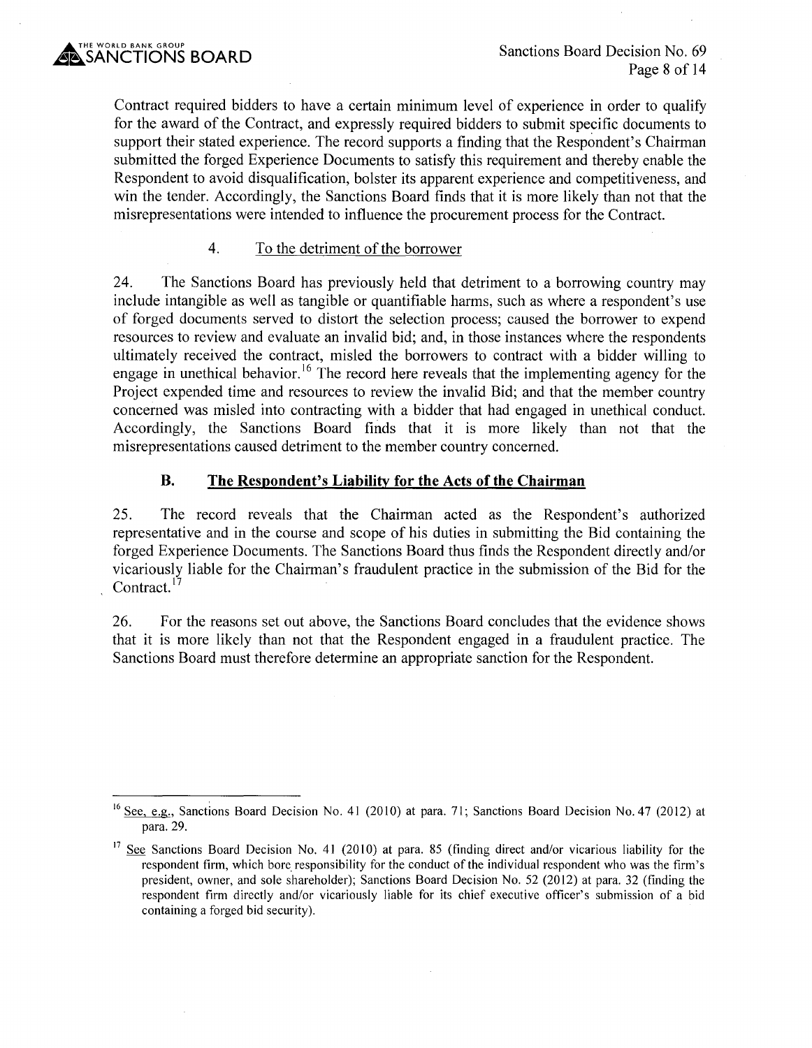Contract required bidders to have a certain minimum level of experience in order to qualify for the award of the Contract, and expressly required bidders to submit specific documents to support their stated experience. The record supports a finding that the Respondent's Chairman submitted the forged Experience Documents to satisfy this requirement and thereby enable the Respondent to avoid disqualification, bolster its apparent experience and competitiveness, and win the tender. Accordingly, the Sanctions Board finds that it is more likely than not that the misrepresentations were intended to influence the procurement process for the Contract.

#### 4. To the detriment of the borrower

24. The Sanctions Board has previously held that detriment to a borrowing country may include intangible as well as tangible or quantifiable harms, such as where a respondent's use of forged documents served to distort the selection process; caused the borrower to expend resources to review and evaluate an invalid bid; and, in those instances where the respondents ultimately received the contract, misled the borrowers to contract with a bidder willing to engage in unethical behavior.[16] The record here reveals that the implementing agency for the Project expended time and resources to review the invalid Bid; and that the member country concerned was misled into contracting with a bidder that had engaged in unethical conduct. Accordingly, the Sanctions Board finds that it is more likely than not that the misrepresentations caused detriment to the member country concerned.

### B. The Respondent's Liability for the Acts of the Chairman

25. The record reveals that the Chairman acted as the Respondent's authorized representative and in the course and scope of his duties in submitting the Bid containing the forged Experience Documents. The Sanctions Board thus finds the Respondent directly and/or vicariously liable for the Chairman's fraudulent practice in the submission of the Bid for the Contract.[17]

26. For the reasons set out above, the Sanctions Board concludes that the evidence shows that it is more likely than not that the Respondent engaged in a fraudulent practice. The Sanctions Board must therefore determine an appropriate sanction for the Respondent.

---

[16] See, e.g., Sanctions Board Decision No. 41 (2010) at para. 71; Sanctions Board Decision No. 47 (2012) at para. 29.

[17] See Sanctions Board Decision No. 41 (2010) at para. 85 (finding direct and/or vicarious liability for the respondent firm, which bore responsibility for the conduct of the individual respondent who was the firm's president, owner, and sole shareholder); Sanctions Board Decision No. 52 (2012) at para. 32 (finding the respondent firm directly and/or vicariously liable for its chief executive officer's submission of a bid containing a forged bid security).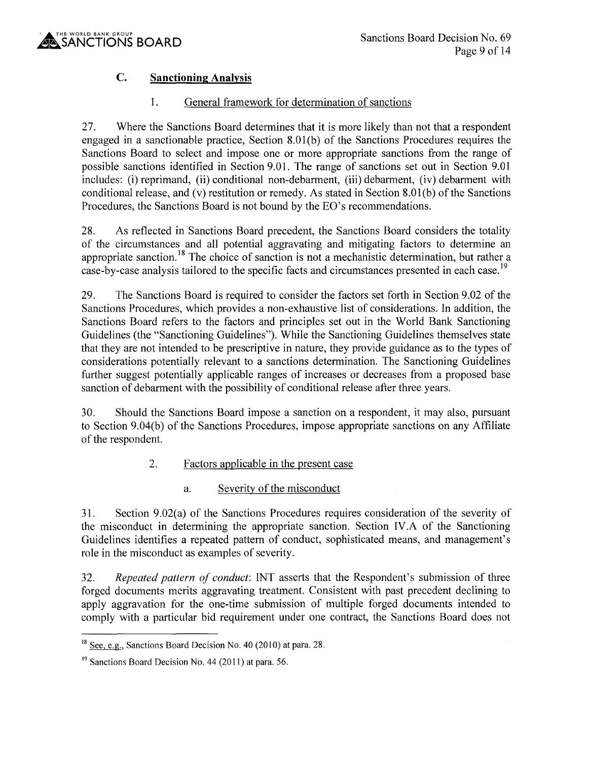### C. Sanctioning Analysis

#### 1. General framework for determination of sanctions

27. Where the Sanctions Board determines that it is more likely than not that a respondent engaged in a sanctionable practice, Section 8.01(b) of the Sanctions Procedures requires the Sanctions Board to select and impose one or more appropriate sanctions from the range of possible sanctions identified in Section 9.01. The range of sanctions set out in Section 9.01 includes: (i) reprimand, (ii) conditional non-debarment, (iii) debarment, (iv) debarment with conditional release, and (v) restitution or remedy. As stated in Section 8.01(b) of the Sanctions Procedures, the Sanctions Board is not bound by the EO's recommendations.

28. As reflected in Sanctions Board precedent, the Sanctions Board considers the totality of the circumstances and all potential aggravating and mitigating factors to determine an appropriate sanction.[18] The choice of sanction is not a mechanistic determination, but rather a case-by-case analysis tailored to the specific facts and circumstances presented in each case.[19]

29. The Sanctions Board is required to consider the factors set forth in Section 9.02 of the Sanctions Procedures, which provides a non-exhaustive list of considerations. In addition, the Sanctions Board refers to the factors and principles set out in the World Bank Sanctioning Guidelines (the "Sanctioning Guidelines"). While the Sanctioning Guidelines themselves state that they are not intended to be prescriptive in nature, they provide guidance as to the types of considerations potentially relevant to a sanctions determination. The Sanctioning Guidelines further suggest potentially applicable ranges of increases or decreases from a proposed base sanction of debarment with the possibility of conditional release after three years.

30. Should the Sanctions Board impose a sanction on a respondent, it may also, pursuant to Section 9.04(b) of the Sanctions Procedures, impose appropriate sanctions on any Affiliate of the respondent.

#### 2. Factors applicable in the present case

##### a. Severity of the misconduct

31. Section 9.02(a) of the Sanctions Procedures requires consideration of the severity of the misconduct in determining the appropriate sanction. Section IV.A of the Sanctioning Guidelines identifies a repeated pattern of conduct, sophisticated means, and management's role in the misconduct as examples of severity.

32. *Repeated pattern of conduct*: INT asserts that the Respondent's submission of three forged documents merits aggravating treatment. Consistent with past precedent declining to apply aggravation for the one-time submission of multiple forged documents intended to comply with a particular bid requirement under one contract, the Sanctions Board does not

---

[18] See, e.g., Sanctions Board Decision No. 40 (2010) at para. 28.

[19] Sanctions Board Decision No. 44 (2011) at para. 56.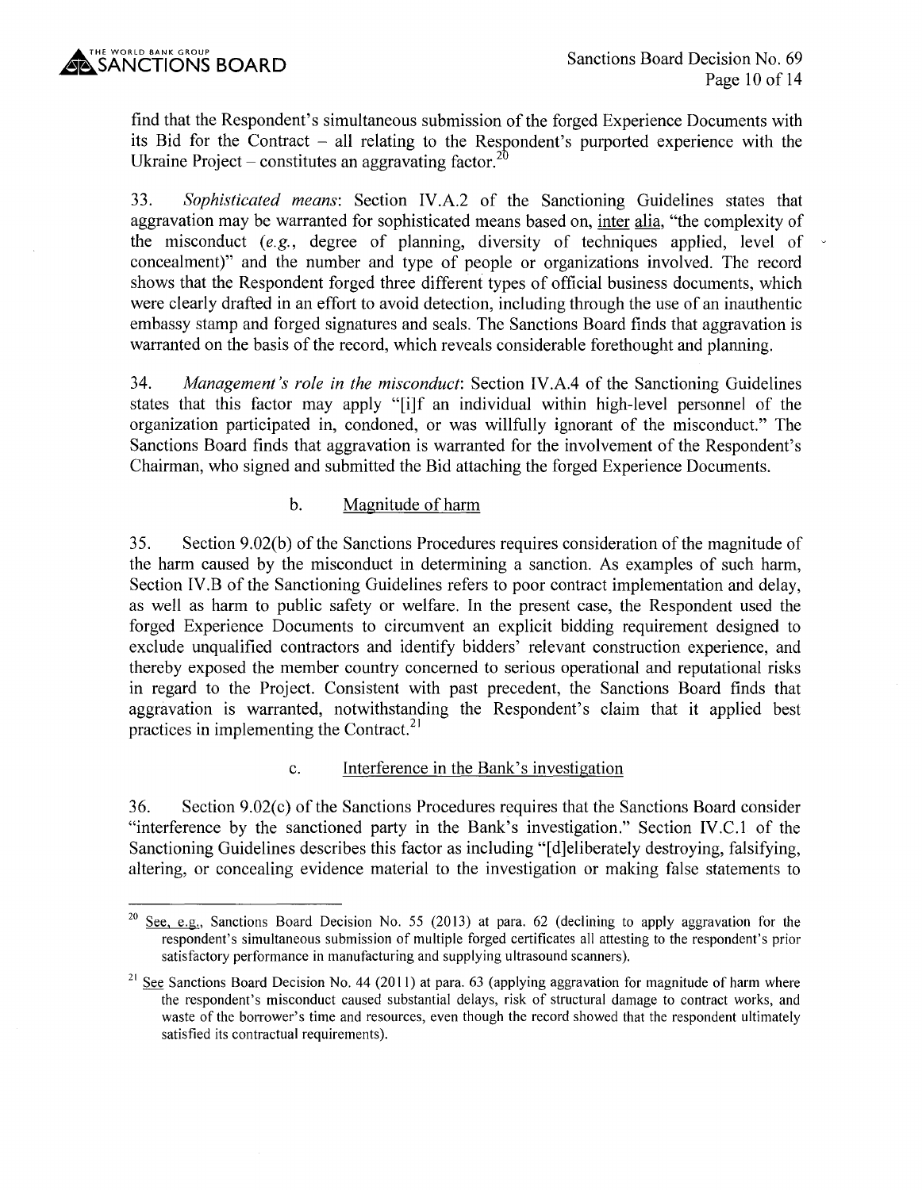find that the Respondent's simultaneous submission of the forged Experience Documents with its Bid for the Contract – all relating to the Respondent's purported experience with the Ukraine Project – constitutes an aggravating factor.[20]

33. *Sophisticated means*: Section IV.A.2 of the Sanctioning Guidelines states that aggravation may be warranted for sophisticated means based on, inter alia, "the complexity of the misconduct (*e.g.*, degree of planning, diversity of techniques applied, level of concealment)" and the number and type of people or organizations involved. The record shows that the Respondent forged three different types of official business documents, which were clearly drafted in an effort to avoid detection, including through the use of an inauthentic embassy stamp and forged signatures and seals. The Sanctions Board finds that aggravation is warranted on the basis of the record, which reveals considerable forethought and planning.

34. *Management's role in the misconduct*: Section IV.A.4 of the Sanctioning Guidelines states that this factor may apply "[i]f an individual within high-level personnel of the organization participated in, condoned, or was willfully ignorant of the misconduct." The Sanctions Board finds that aggravation is warranted for the involvement of the Respondent's Chairman, who signed and submitted the Bid attaching the forged Experience Documents.

b. Magnitude of harm

35. Section 9.02(b) of the Sanctions Procedures requires consideration of the magnitude of the harm caused by the misconduct in determining a sanction. As examples of such harm, Section IV.B of the Sanctioning Guidelines refers to poor contract implementation and delay, as well as harm to public safety or welfare. In the present case, the Respondent used the forged Experience Documents to circumvent an explicit bidding requirement designed to exclude unqualified contractors and identify bidders' relevant construction experience, and thereby exposed the member country concerned to serious operational and reputational risks in regard to the Project. Consistent with past precedent, the Sanctions Board finds that aggravation is warranted, notwithstanding the Respondent's claim that it applied best practices in implementing the Contract.[21]

c. Interference in the Bank's investigation

36. Section 9.02(c) of the Sanctions Procedures requires that the Sanctions Board consider "interference by the sanctioned party in the Bank's investigation." Section IV.C.1 of the Sanctioning Guidelines describes this factor as including "[d]eliberately destroying, falsifying, altering, or concealing evidence material to the investigation or making false statements to

---

[20] See, e.g., Sanctions Board Decision No. 55 (2013) at para. 62 (declining to apply aggravation for the respondent's simultaneous submission of multiple forged certificates all attesting to the respondent's prior satisfactory performance in manufacturing and supplying ultrasound scanners).

[21] See Sanctions Board Decision No. 44 (2011) at para. 63 (applying aggravation for magnitude of harm where the respondent's misconduct caused substantial delays, risk of structural damage to contract works, and waste of the borrower's time and resources, even though the record showed that the respondent ultimately satisfied its contractual requirements).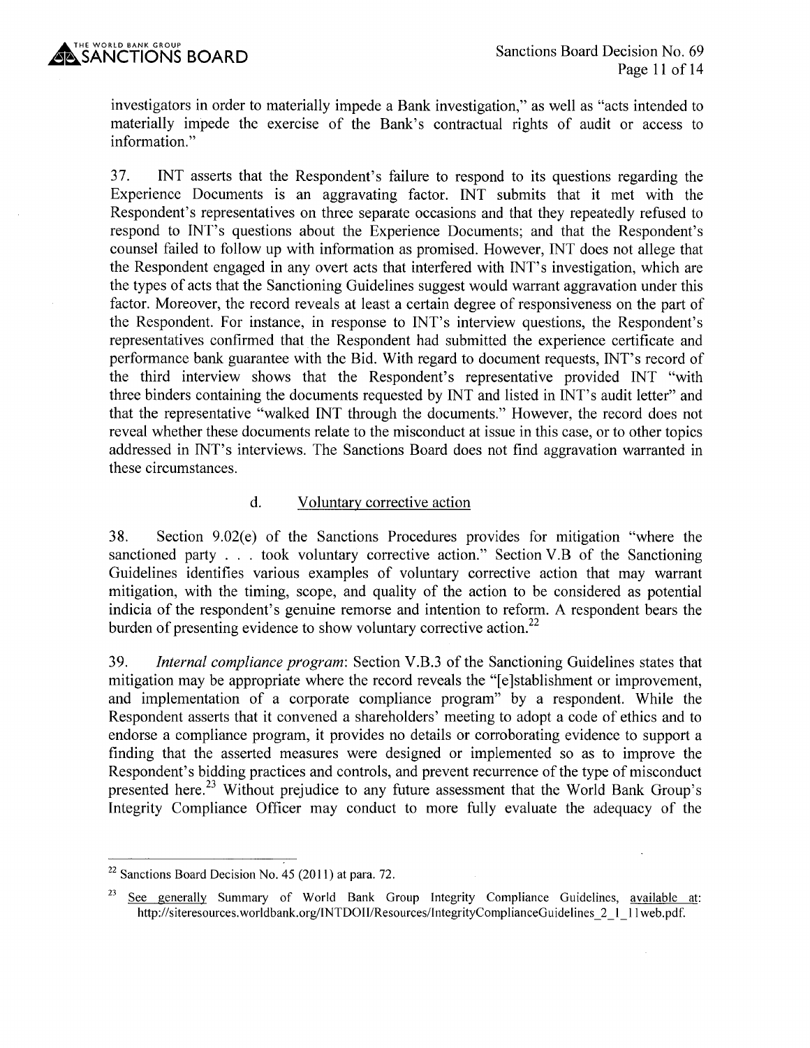investigators in order to materially impede a Bank investigation," as well as "acts intended to materially impede the exercise of the Bank's contractual rights of audit or access to information."

37. INT asserts that the Respondent's failure to respond to its questions regarding the Experience Documents is an aggravating factor. INT submits that it met with the Respondent's representatives on three separate occasions and that they repeatedly refused to respond to INT's questions about the Experience Documents; and that the Respondent's counsel failed to follow up with information as promised. However, INT does not allege that the Respondent engaged in any overt acts that interfered with INT's investigation, which are the types of acts that the Sanctioning Guidelines suggest would warrant aggravation under this factor. Moreover, the record reveals at least a certain degree of responsiveness on the part of the Respondent. For instance, in response to INT's interview questions, the Respondent's representatives confirmed that the Respondent had submitted the experience certificate and performance bank guarantee with the Bid. With regard to document requests, INT's record of the third interview shows that the Respondent's representative provided INT "with three binders containing the documents requested by INT and listed in INT's audit letter" and that the representative "walked INT through the documents." However, the record does not reveal whether these documents relate to the misconduct at issue in this case, or to other topics addressed in INT's interviews. The Sanctions Board does not find aggravation warranted in these circumstances.

### d. Voluntary corrective action

38. Section 9.02(e) of the Sanctions Procedures provides for mitigation "where the sanctioned party . . . took voluntary corrective action." Section V.B of the Sanctioning Guidelines identifies various examples of voluntary corrective action that may warrant mitigation, with the timing, scope, and quality of the action to be considered as potential indicia of the respondent's genuine remorse and intention to reform. A respondent bears the burden of presenting evidence to show voluntary corrective action.[22]

39. *Internal compliance program*: Section V.B.3 of the Sanctioning Guidelines states that mitigation may be appropriate where the record reveals the "[e]stablishment or improvement, and implementation of a corporate compliance program" by a respondent. While the Respondent asserts that it convened a shareholders' meeting to adopt a code of ethics and to endorse a compliance program, it provides no details or corroborating evidence to support a finding that the asserted measures were designed or implemented so as to improve the Respondent's bidding practices and controls, and prevent recurrence of the type of misconduct presented here.[23] Without prejudice to any future assessment that the World Bank Group's Integrity Compliance Officer may conduct to more fully evaluate the adequacy of the

---

[22] Sanctions Board Decision No. 45 (2011) at para. 72.

[23] See generally Summary of World Bank Group Integrity Compliance Guidelines, available at: http://siteresources.worldbank.org/INTDOII/Resources/IntegrityComplianceGuidelines_2_1_11web.pdf.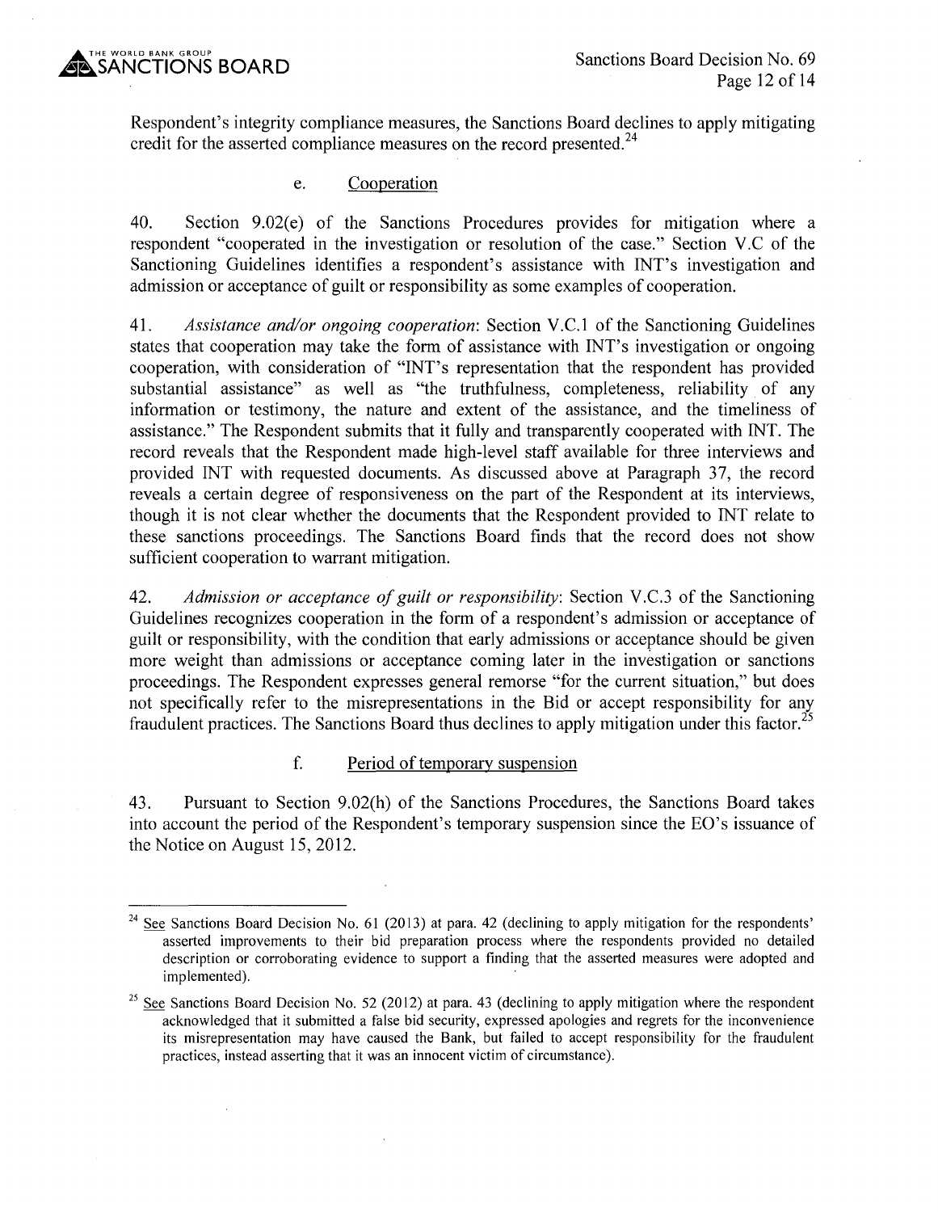Respondent's integrity compliance measures, the Sanctions Board declines to apply mitigating credit for the asserted compliance measures on the record presented.[24]

e. Cooperation

40. Section 9.02(e) of the Sanctions Procedures provides for mitigation where a respondent "cooperated in the investigation or resolution of the case." Section V.C of the Sanctioning Guidelines identifies a respondent's assistance with INT's investigation and admission or acceptance of guilt or responsibility as some examples of cooperation.

41. *Assistance and/or ongoing cooperation*: Section V.C.1 of the Sanctioning Guidelines states that cooperation may take the form of assistance with INT's investigation or ongoing cooperation, with consideration of "INT's representation that the respondent has provided substantial assistance" as well as "the truthfulness, completeness, reliability of any information or testimony, the nature and extent of the assistance, and the timeliness of assistance." The Respondent submits that it fully and transparently cooperated with INT. The record reveals that the Respondent made high-level staff available for three interviews and provided INT with requested documents. As discussed above at Paragraph 37, the record reveals a certain degree of responsiveness on the part of the Respondent at its interviews, though it is not clear whether the documents that the Respondent provided to INT relate to these sanctions proceedings. The Sanctions Board finds that the record does not show sufficient cooperation to warrant mitigation.

42. *Admission or acceptance of guilt or responsibility*: Section V.C.3 of the Sanctioning Guidelines recognizes cooperation in the form of a respondent's admission or acceptance of guilt or responsibility, with the condition that early admissions or acceptance should be given more weight than admissions or acceptance coming later in the investigation or sanctions proceedings. The Respondent expresses general remorse "for the current situation," but does not specifically refer to the misrepresentations in the Bid or accept responsibility for any fraudulent practices. The Sanctions Board thus declines to apply mitigation under this factor.[25]

f. Period of temporary suspension

43. Pursuant to Section 9.02(h) of the Sanctions Procedures, the Sanctions Board takes into account the period of the Respondent's temporary suspension since the EO's issuance of the Notice on August 15, 2012.

---

[24] See Sanctions Board Decision No. 61 (2013) at para. 42 (declining to apply mitigation for the respondents' asserted improvements to their bid preparation process where the respondents provided no detailed description or corroborating evidence to support a finding that the asserted measures were adopted and implemented).

[25] See Sanctions Board Decision No. 52 (2012) at para. 43 (declining to apply mitigation where the respondent acknowledged that it submitted a false bid security, expressed apologies and regrets for the inconvenience its misrepresentation may have caused the Bank, but failed to accept responsibility for the fraudulent practices, instead asserting that it was an innocent victim of circumstance).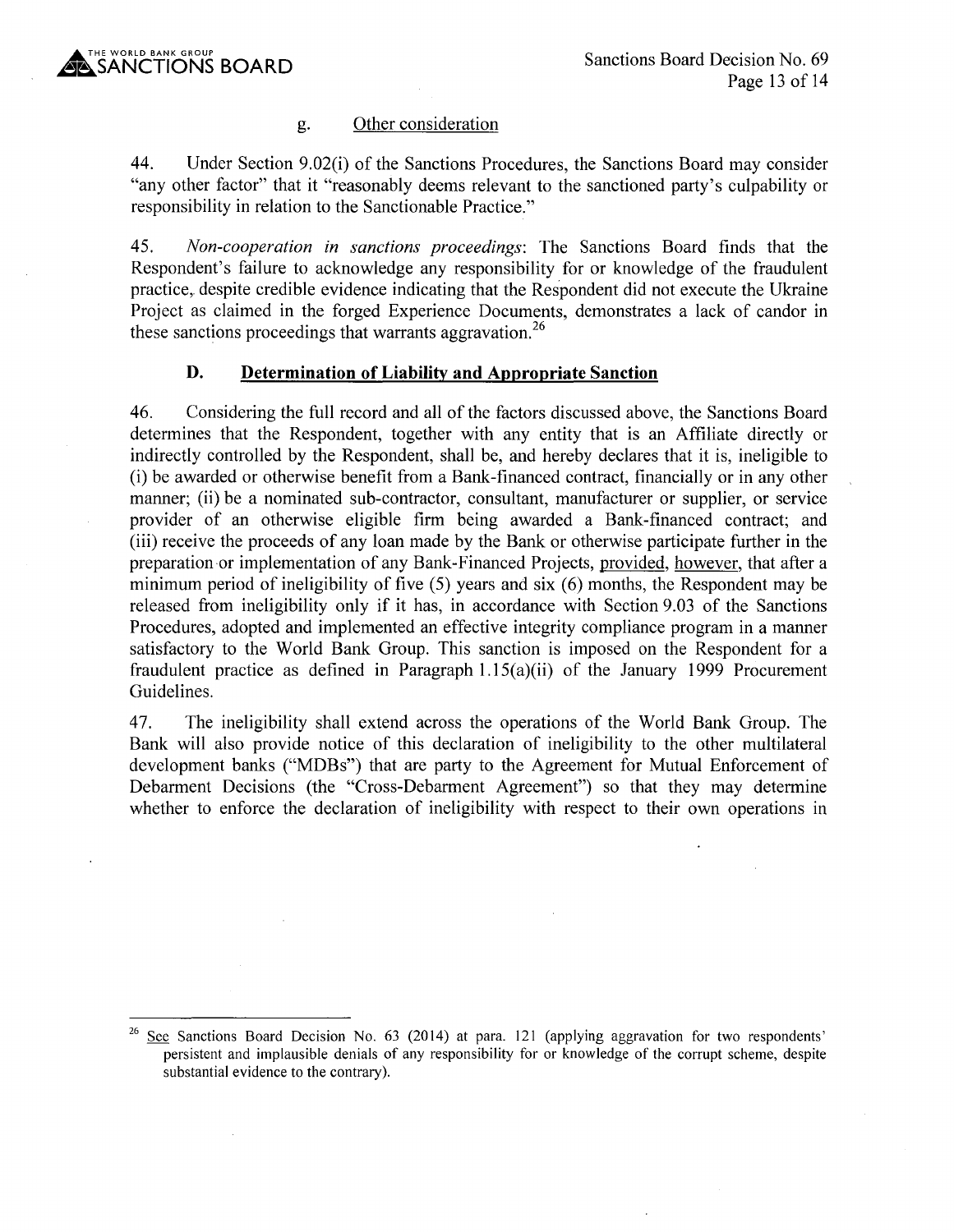g. Other consideration

44. Under Section 9.02(i) of the Sanctions Procedures, the Sanctions Board may consider "any other factor" that it "reasonably deems relevant to the sanctioned party's culpability or responsibility in relation to the Sanctionable Practice."

45. *Non-cooperation in sanctions proceedings*: The Sanctions Board finds that the Respondent's failure to acknowledge any responsibility for or knowledge of the fraudulent practice, despite credible evidence indicating that the Respondent did not execute the Ukraine Project as claimed in the forged Experience Documents, demonstrates a lack of candor in these sanctions proceedings that warrants aggravation.[26]

### D. Determination of Liability and Appropriate Sanction

46. Considering the full record and all of the factors discussed above, the Sanctions Board determines that the Respondent, together with any entity that is an Affiliate directly or indirectly controlled by the Respondent, shall be, and hereby declares that it is, ineligible to (i) be awarded or otherwise benefit from a Bank-financed contract, financially or in any other manner; (ii) be a nominated sub-contractor, consultant, manufacturer or supplier, or service provider of an otherwise eligible firm being awarded a Bank-financed contract; and (iii) receive the proceeds of any loan made by the Bank or otherwise participate further in the preparation or implementation of any Bank-Financed Projects, provided, however, that after a minimum period of ineligibility of five (5) years and six (6) months, the Respondent may be released from ineligibility only if it has, in accordance with Section 9.03 of the Sanctions Procedures, adopted and implemented an effective integrity compliance program in a manner satisfactory to the World Bank Group. This sanction is imposed on the Respondent for a fraudulent practice as defined in Paragraph 1.15(a)(ii) of the January 1999 Procurement Guidelines.

47. The ineligibility shall extend across the operations of the World Bank Group. The Bank will also provide notice of this declaration of ineligibility to the other multilateral development banks ("MDBs") that are party to the Agreement for Mutual Enforcement of Debarment Decisions (the "Cross-Debarment Agreement") so that they may determine whether to enforce the declaration of ineligibility with respect to their own operations in

---

[26] See Sanctions Board Decision No. 63 (2014) at para. 121 (applying aggravation for two respondents' persistent and implausible denials of any responsibility for or knowledge of the corrupt scheme, despite substantial evidence to the contrary).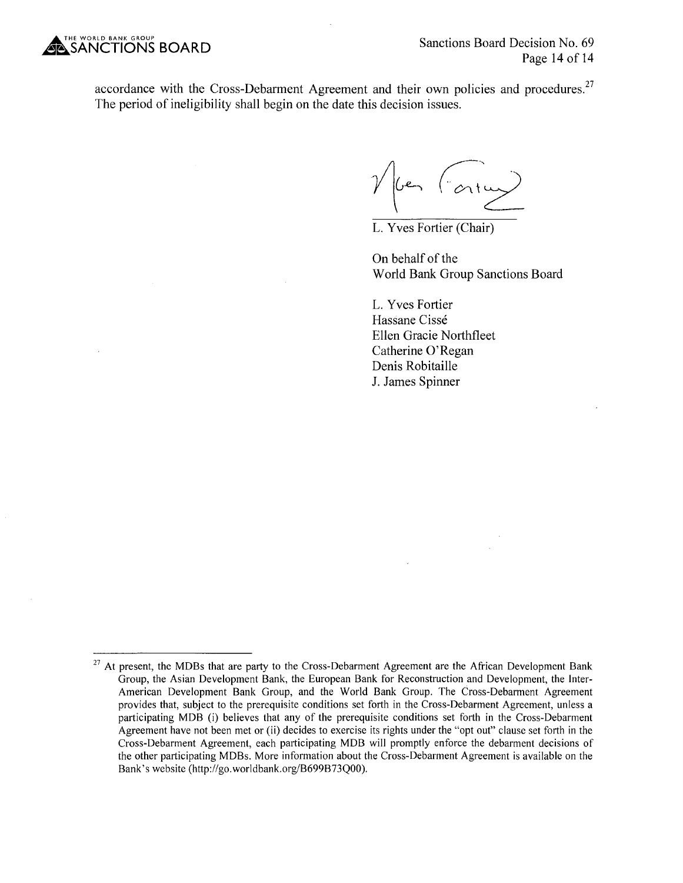accordance with the Cross-Debarment Agreement and their own policies and procedures.[27] The period of ineligibility shall begin on the date this decision issues.

L. Yves Fortier (Chair)

On behalf of the
World Bank Group Sanctions Board

L. Yves Fortier
Hassane Cissé
Ellen Gracie Northfleet
Catherine O'Regan
Denis Robitaille
J. James Spinner

[27] At present, the MDBs that are party to the Cross-Debarment Agreement are the African Development Bank Group, the Asian Development Bank, the European Bank for Reconstruction and Development, the Inter-American Development Bank Group, and the World Bank Group. The Cross-Debarment Agreement provides that, subject to the prerequisite conditions set forth in the Cross-Debarment Agreement, unless a participating MDB (i) believes that any of the prerequisite conditions set forth in the Cross-Debarment Agreement have not been met or (ii) decides to exercise its rights under the "opt out" clause set forth in the Cross-Debarment Agreement, each participating MDB will promptly enforce the debarment decisions of the other participating MDBs. More information about the Cross-Debarment Agreement is available on the Bank's website (http://go.worldbank.org/B699B73Q00).